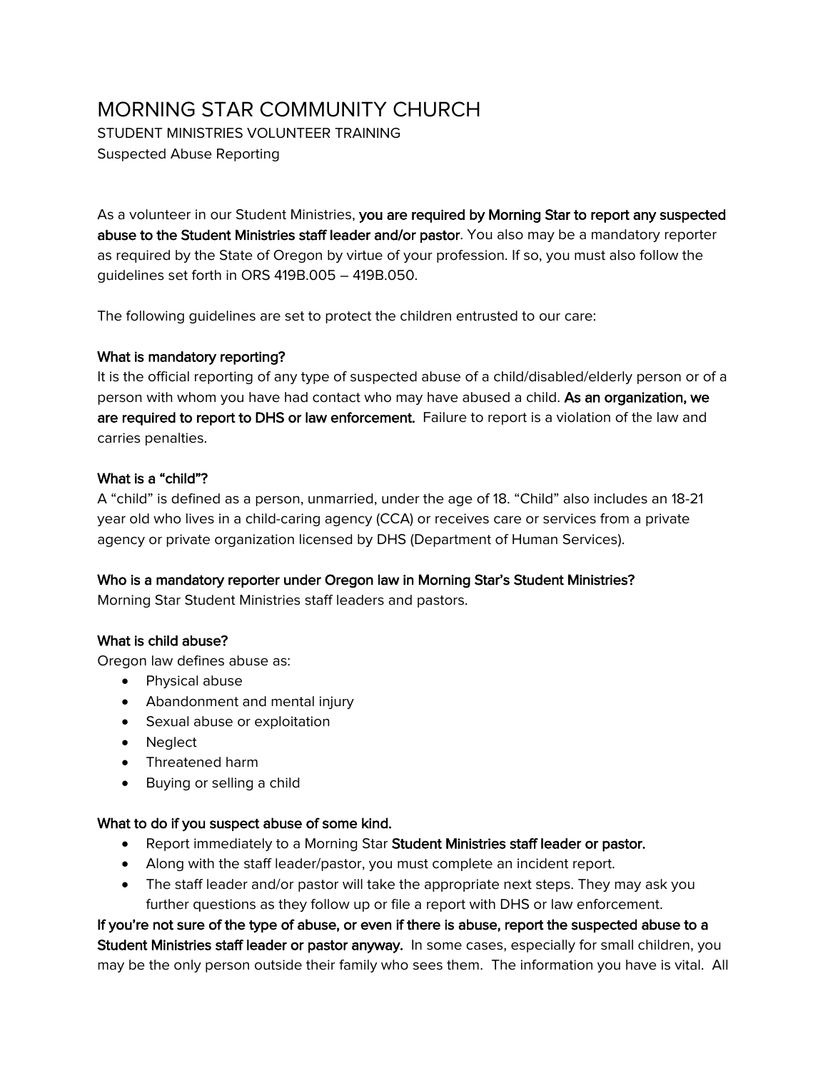# MORNING STAR COMMUNITY CHURCH

STUDENT MINISTRIES VOLUNTEER TRAINING

Suspected Abuse Reporting

As a volunteer in our Student Ministries, **you are required by Morning Star to report any suspected abuse to the Student Ministries staff leader and/or pastor**. You also may be a mandatory reporter as required by the State of Oregon by virtue of your profession. If so, you must also follow the guidelines set forth in ORS 419B.005 – 419B.050.

The following guidelines are set to protect the children entrusted to our care:

**What is mandatory reporting?**

It is the official reporting of any type of suspected abuse of a child/disabled/elderly person or of a person with whom you have had contact who may have abused a child. **As an organization, we are required to report to DHS or law enforcement.** Failure to report is a violation of the law and carries penalties.

**What is a "child"?**

A "child" is defined as a person, unmarried, under the age of 18. "Child" also includes an 18-21 year old who lives in a child-caring agency (CCA) or receives care or services from a private agency or private organization licensed by DHS (Department of Human Services).

**Who is a mandatory reporter under Oregon law in Morning Star's Student Ministries?**

Morning Star Student Ministries staff leaders and pastors.

**What is child abuse?**

Oregon law defines abuse as:

- Physical abuse
- Abandonment and mental injury
- Sexual abuse or exploitation
- Neglect
- Threatened harm
- Buying or selling a child

**What to do if you suspect abuse of some kind.**

- Report immediately to a Morning Star **Student Ministries staff leader or pastor.**
- Along with the staff leader/pastor, you must complete an incident report.
- The staff leader and/or pastor will take the appropriate next steps. They may ask you further questions as they follow up or file a report with DHS or law enforcement.

**If you're not sure of the type of abuse, or even if there is abuse, report the suspected abuse to a Student Ministries staff leader or pastor anyway.** In some cases, especially for small children, you may be the only person outside their family who sees them. The information you have is vital. All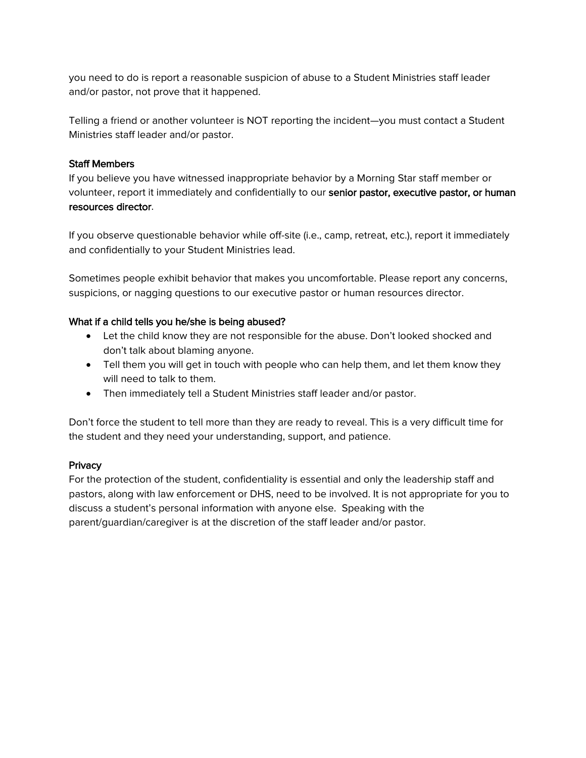you need to do is report a reasonable suspicion of abuse to a Student Ministries staff leader and/or pastor, not prove that it happened.

Telling a friend or another volunteer is NOT reporting the incident—you must contact a Student Ministries staff leader and/or pastor.

### Staff Members

If you believe you have witnessed inappropriate behavior by a Morning Star staff member or volunteer, report it immediately and confidentially to our **senior pastor, executive pastor, or human resources director**.

If you observe questionable behavior while off-site (i.e., camp, retreat, etc.), report it immediately and confidentially to your Student Ministries lead.

Sometimes people exhibit behavior that makes you uncomfortable. Please report any concerns, suspicions, or nagging questions to our executive pastor or human resources director.

### What if a child tells you he/she is being abused?

- Let the child know they are not responsible for the abuse. Don't looked shocked and don't talk about blaming anyone.
- Tell them you will get in touch with people who can help them, and let them know they will need to talk to them.
- Then immediately tell a Student Ministries staff leader and/or pastor.

Don't force the student to tell more than they are ready to reveal. This is a very difficult time for the student and they need your understanding, support, and patience.

### Privacy

For the protection of the student, confidentiality is essential and only the leadership staff and pastors, along with law enforcement or DHS, need to be involved. It is not appropriate for you to discuss a student's personal information with anyone else. Speaking with the parent/guardian/caregiver is at the discretion of the staff leader and/or pastor.